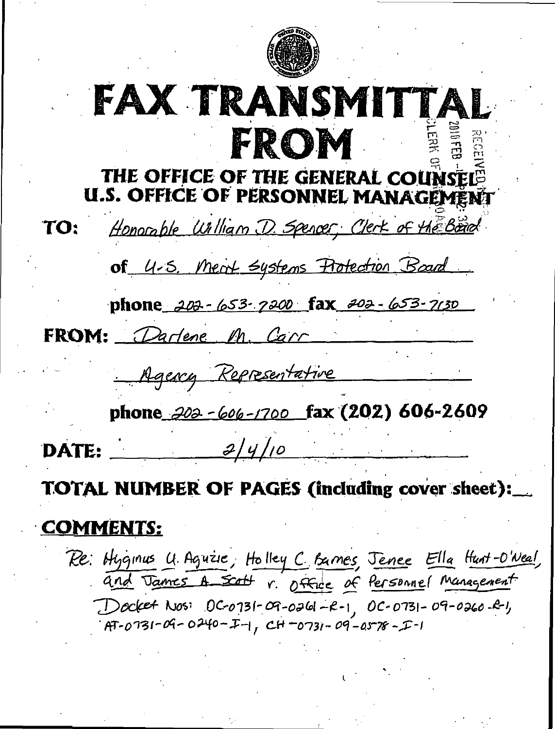# FAX TRANSMITTAL FROM

## THE OFFICE OF THE GENERAL COUNSEL U.S. OFFICE OF PERSONNEL MANAGEMENT

RECEIVED 2010 FEB - CLERK OF

**TO:** Honorable William D. Spencer, Clerk of the Board

**of** U.S. Merit Systems Protection Board

**phone** 202-653-7200 **fax** 202-653-7130

**FROM:** Darlene M. Carr

Agency Representative

**phone** 202-606-1700 **fax** (202) 606-2609

**DATE:** 2/4/10

**TOTAL NUMBER OF PAGES (including cover sheet):**\_\_

**COMMENTS:**

Re: Hyginus U. Aguzie, Holley C. Barnes, Jenee Ella Hunt-O'Neal, and James A Scott v. Office of Personnel Management

Docket Nos: OC-0731-09-0261-R-1, OC-0731-09-0260-R-1, AT-0731-09-0240-I-1, CH-0731-09-0578-I-1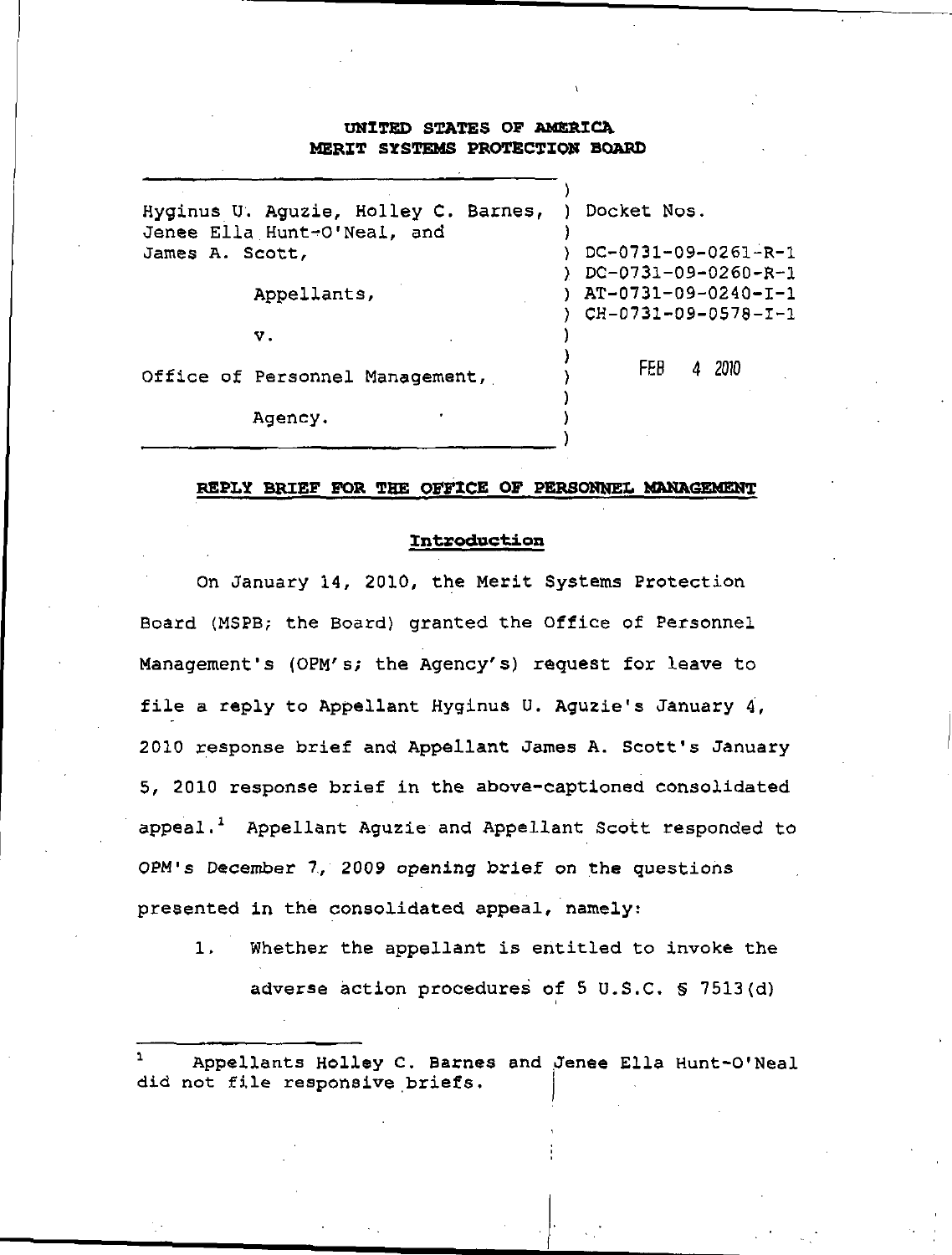**UNITED STATES OF AMERICA**
**MERIT SYSTEMS PROTECTION BOARD**

| | |
|---|---|
| Hyginus U. Aguzie, Holley C. Barnes, Jenee Ella Hunt-O'Neal, and James A. Scott, | Docket Nos. |
| Appellants, | DC-0731-09-0261-R-1 |
| v. | DC-0731-09-0260-R-1 |
| Office of Personnel Management, | AT-0731-09-0240-I-1 |
| Agency. | CH-0731-09-0578-I-1 |
| | FEB 4 2010 |

**REPLY BRIEF FOR THE OFFICE OF PERSONNEL MANAGEMENT**

**Introduction**

On January 14, 2010, the Merit Systems Protection Board (MSPB; the Board) granted the Office of Personnel Management's (OPM's; the Agency's) request for leave to file a reply to Appellant Hyginus U. Aguzie's January 4, 2010 response brief and Appellant James A. Scott's January 5, 2010 response brief in the above-captioned consolidated appeal.[1] Appellant Aguzie and Appellant Scott responded to OPM's December 7, 2009 opening brief on the questions presented in the consolidated appeal, namely:

1. Whether the appellant is entitled to invoke the adverse action procedures of 5 U.S.C. § 7513(d)

[1] Appellants Holley C. Barnes and Jenee Ella Hunt-O'Neal did not file responsive briefs.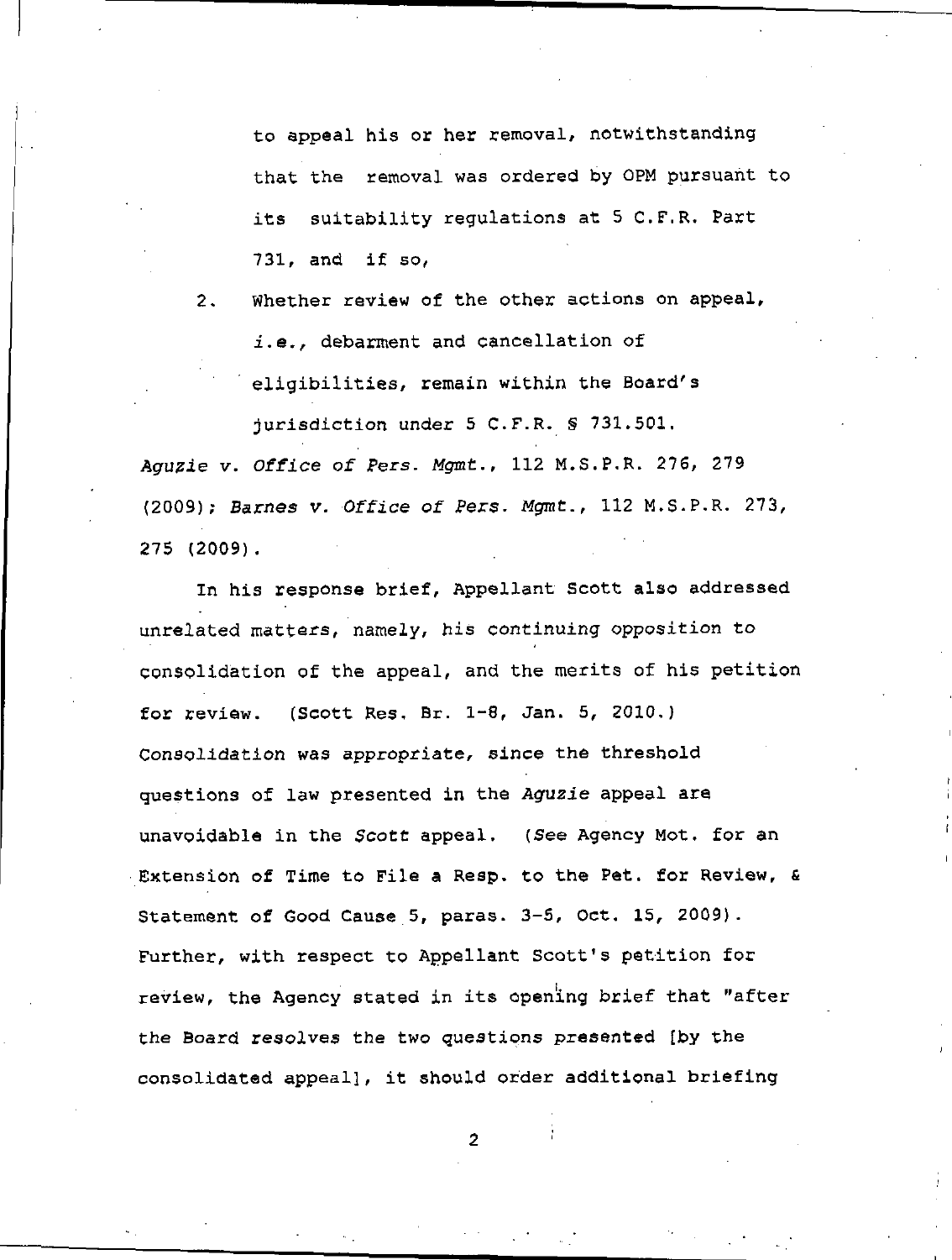to appeal his or her removal, notwithstanding that the removal was ordered by OPM pursuant to its suitability regulations at 5 C.F.R. Part 731, and if so,

2. Whether review of the other actions on appeal, *i.e.*, debarment and cancellation of eligibilities, remain within the Board's jurisdiction under 5 C.F.R. § 731.501.

*Aguzie v. Office of Pers. Mgmt.*, 112 M.S.P.R. 276, 279 (2009); *Barnes v. Office of Pers. Mgmt.*, 112 M.S.P.R. 273, 275 (2009).

In his response brief, Appellant Scott also addressed unrelated matters, namely, his continuing opposition to consolidation of the appeal, and the merits of his petition for review. (Scott Res. Br. 1-8, Jan. 5, 2010.) Consolidation was appropriate, since the threshold questions of law presented in the *Aguzie* appeal are unavoidable in the *Scott* appeal. (*See* Agency Mot. for an Extension of Time to File a Resp. to the Pet. for Review, & Statement of Good Cause 5, paras. 3-5, Oct. 15, 2009). Further, with respect to Appellant Scott's petition for review, the Agency stated in its opening brief that "after the Board resolves the two questions presented [by the consolidated appeal], it should order additional briefing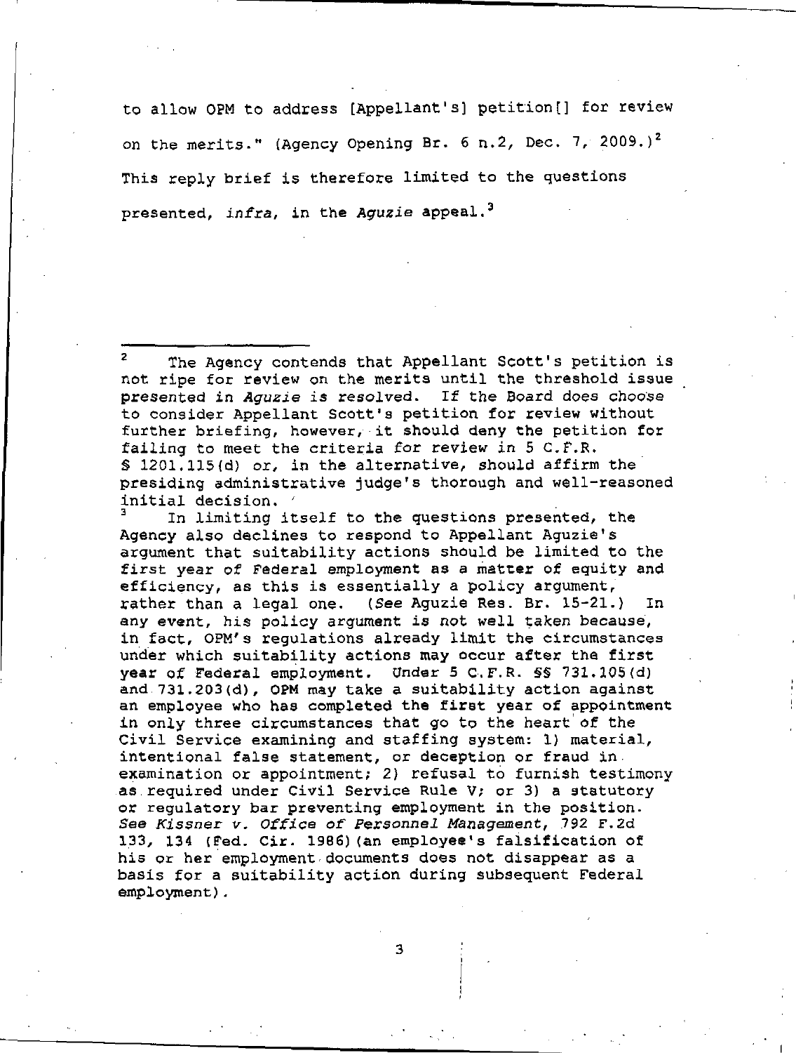to allow OPM to address [Appellant's] petition[] for review on the merits." (Agency Opening Br. 6 n.2, Dec. 7, 2009.)[2] This reply brief is therefore limited to the questions presented, *infra*, in the *Aguzie* appeal.[3]

---

[2] The Agency contends that Appellant Scott's petition is not ripe for review on the merits until the threshold issue presented in *Aguzie* is resolved. If the Board does choose to consider Appellant Scott's petition for review without further briefing, however, it should deny the petition for failing to meet the criteria for review in 5 C.F.R. § 1201.115(d) or, in the alternative, should affirm the presiding administrative judge's thorough and well-reasoned initial decision.

[3] In limiting itself to the questions presented, the Agency also declines to respond to Appellant Aguzie's argument that suitability actions should be limited to the first year of Federal employment as a matter of equity and efficiency, as this is essentially a policy argument, rather than a legal one. (*See* Aguzie Res. Br. 15-21.) In any event, his policy argument is not well taken because, in fact, OPM's regulations already limit the circumstances under which suitability actions may occur after the first year of Federal employment. Under 5 C.F.R. §§ 731.105(d) and 731.203(d), OPM may take a suitability action against an employee who has completed the first year of appointment in only three circumstances that go to the heart of the Civil Service examining and staffing system: 1) material, intentional false statement, or deception or fraud in examination or appointment; 2) refusal to furnish testimony as required under Civil Service Rule V; or 3) a statutory or regulatory bar preventing employment in the position. *See Kissner v. Office of Personnel Management*, 792 F.2d 133, 134 (Fed. Cir. 1986)(an employee's falsification of his or her employment documents does not disappear as a basis for a suitability action during subsequent Federal employment).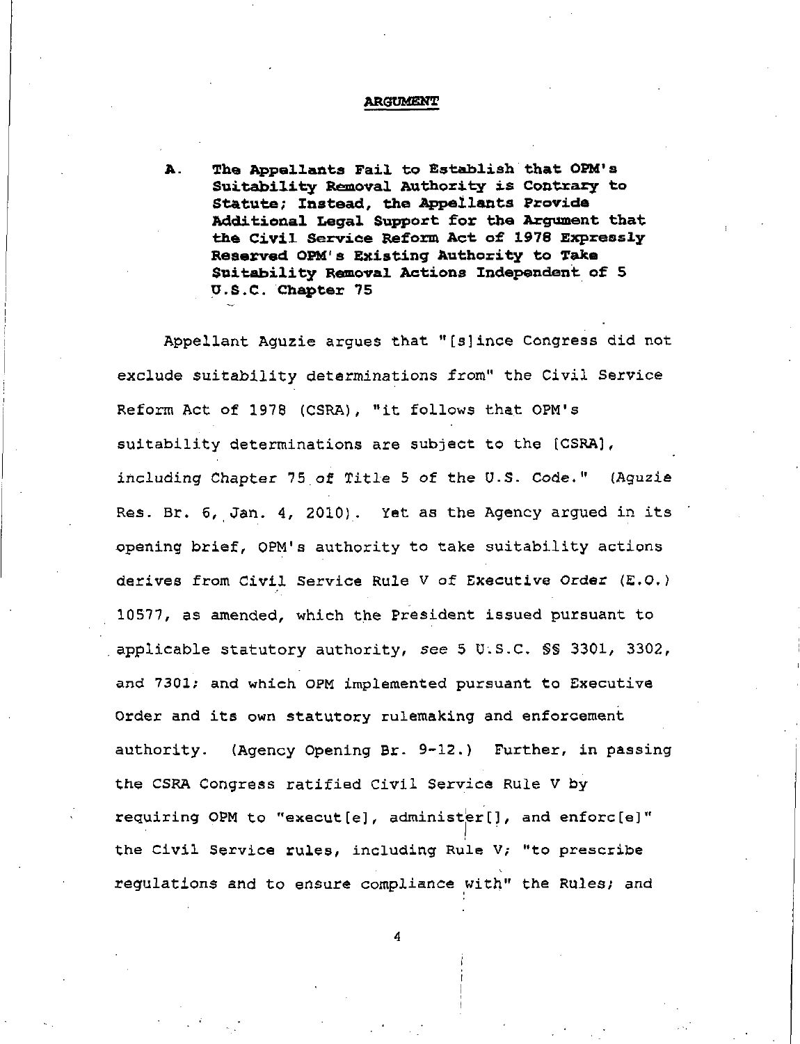## ARGUMENT

**A. The Appellants Fail to Establish that OPM's Suitability Removal Authority is Contrary to Statute; Instead, the Appellants Provide Additional Legal Support for the Argument that the Civil Service Reform Act of 1978 Expressly Reserved OPM's Existing Authority to Take Suitability Removal Actions Independent of 5 U.S.C. Chapter 75**

Appellant Aguzie argues that "[s]ince Congress did not exclude suitability determinations from" the Civil Service Reform Act of 1978 (CSRA), "it follows that OPM's suitability determinations are subject to the [CSRA], including Chapter 75 of Title 5 of the U.S. Code." (Aguzie Res. Br. 6, Jan. 4, 2010). Yet as the Agency argued in its opening brief, OPM's authority to take suitability actions derives from Civil Service Rule V of Executive Order (E.O.) 10577, as amended, which the President issued pursuant to applicable statutory authority, *see* 5 U.S.C. §§ 3301, 3302, and 7301; and which OPM implemented pursuant to Executive Order and its own statutory rulemaking and enforcement authority. (Agency Opening Br. 9-12.) Further, in passing the CSRA Congress ratified Civil Service Rule V by requiring OPM to "execut[e], administer[], and enforc[e]" the Civil Service rules, including Rule V; "to prescribe regulations and to ensure compliance with" the Rules; and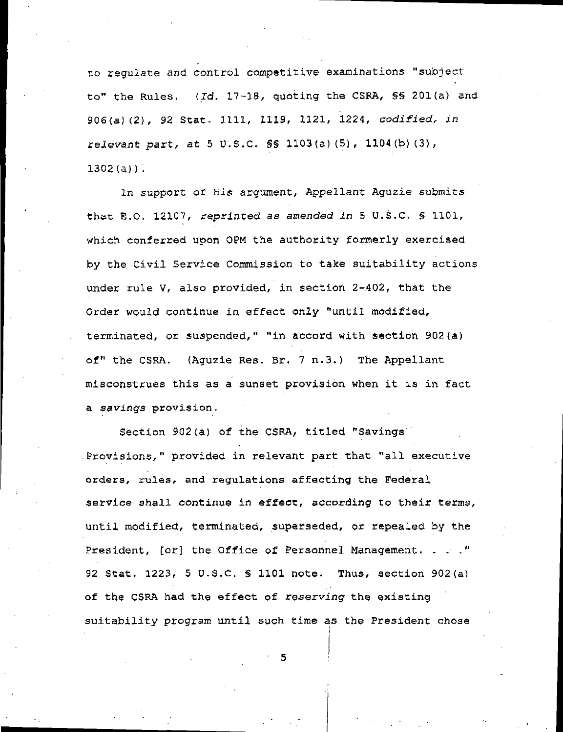to regulate and control competitive examinations "subject to" the Rules. (*Id.* 17-18, quoting the CSRA, §§ 201(a) and 906(a)(2), 92 Stat. 1111, 1119, 1121, 1224, *codified, in relevant part,* at 5 U.S.C. §§ 1103(a)(5), 1104(b)(3), 1302(a)).

In support of his argument, Appellant Aguzie submits that E.O. 12107, *reprinted as amended in* 5 U.S.C. § 1101, which conferred upon OPM the authority formerly exercised by the Civil Service Commission to take suitability actions under rule V, also provided, in section 2-402, that the Order would continue in effect only "until modified, terminated, or suspended," "in accord with section 902(a) of" the CSRA. (Aguzie Res. Br. 7 n.3.) The Appellant misconstrues this as a sunset provision when it is in fact a *savings* provision.

Section 902(a) of the CSRA, titled "Savings Provisions," provided in relevant part that "all executive orders, rules, and regulations affecting the Federal service shall continue in effect, according to their terms, until modified, terminated, superseded, or repealed by the President, [or] the Office of Personnel Management. . . ." 92 Stat. 1223, 5 U.S.C. § 1101 note. Thus, section 902(a) of the CSRA had the effect of *reserving* the existing suitability program until such time as the President chose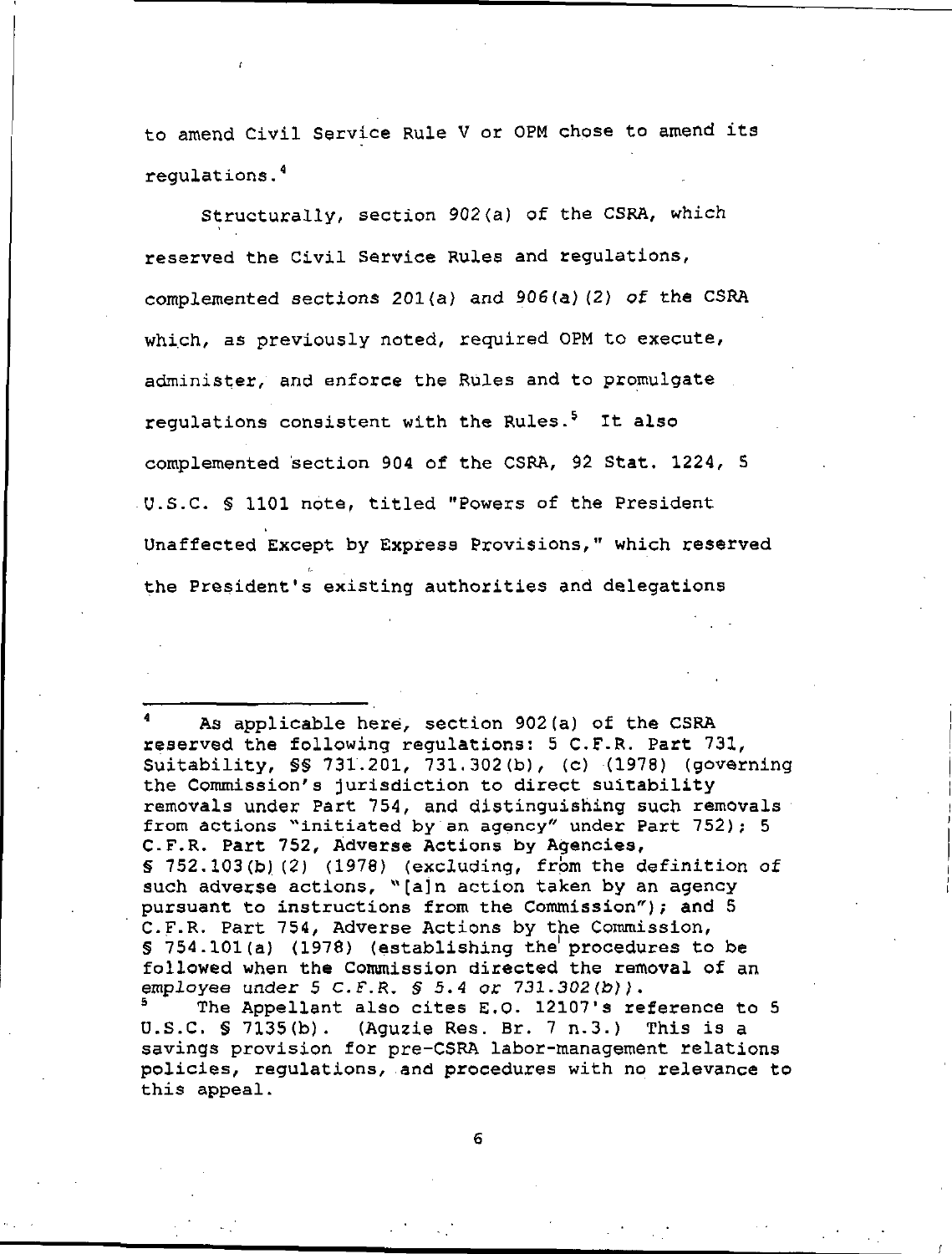to amend Civil Service Rule V or OPM chose to amend its regulations.[4]

Structurally, section 902(a) of the CSRA, which reserved the Civil Service Rules and regulations, complemented sections 201(a) and 906(a)(2) of the CSRA which, as previously noted, required OPM to execute, administer, and enforce the Rules and to promulgate regulations consistent with the Rules.[5] It also complemented section 904 of the CSRA, 92 Stat. 1224, 5 U.S.C. § 1101 note, titled "Powers of the President Unaffected Except by Express Provisions," which reserved the President's existing authorities and delegations

---

[4] As applicable here, section 902(a) of the CSRA reserved the following regulations: 5 C.F.R. Part 731, Suitability, §§ 731.201, 731.302(b), (c) (1978) (governing the Commission's jurisdiction to direct suitability removals under Part 754, and distinguishing such removals from actions "initiated by an agency" under Part 752); 5 C.F.R. Part 752, Adverse Actions by Agencies, § 752.103(b)(2) (1978) (excluding, from the definition of such adverse actions, "[a]n action taken by an agency pursuant to instructions from the Commission"); and 5 C.F.R. Part 754, Adverse Actions by the Commission, § 754.101(a) (1978) (establishing the procedures to be followed when the Commission directed the removal of an employee under *5 C.F.R. § 5.4 or 731.302(b)*).

[5] The Appellant also cites E.O. 12107's reference to 5 U.S.C. § 7135(b). (Aguzie Res. Br. 7 n.3.) This is a savings provision for pre-CSRA labor-management relations policies, regulations, and procedures with no relevance to this appeal.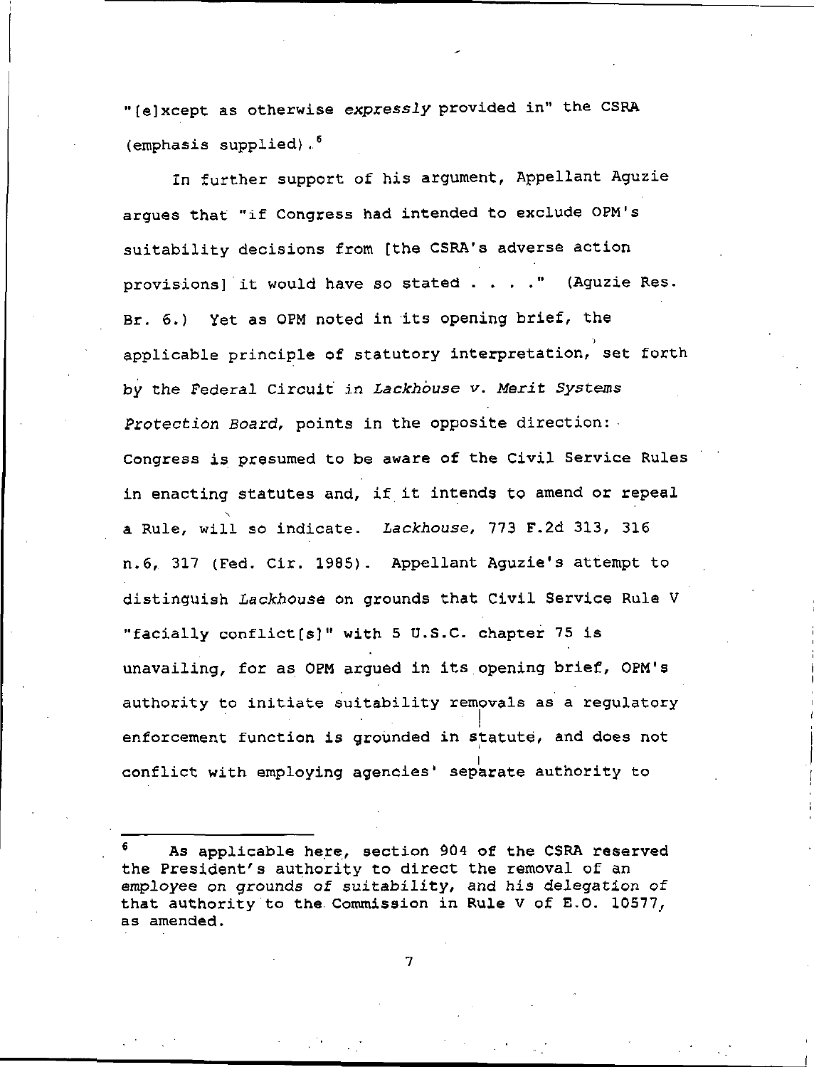"[e]xcept as otherwise *expressly* provided in" the CSRA (emphasis supplied).[6]

In further support of his argument, Appellant Aguzie argues that "if Congress had intended to exclude OPM's suitability decisions from [the CSRA's adverse action provisions] it would have so stated . . . ." (Aguzie Res. Br. 6.) Yet as OPM noted in its opening brief, the applicable principle of statutory interpretation, set forth by the Federal Circuit in *Lackhouse v. Merit Systems Protection Board*, points in the opposite direction: Congress is presumed to be aware of the Civil Service Rules in enacting statutes and, if it intends to amend or repeal a Rule, will so indicate. *Lackhouse*, 773 F.2d 313, 316 n.6, 317 (Fed. Cir. 1985). Appellant Aguzie's attempt to distinguish *Lackhouse* on grounds that Civil Service Rule V "facially conflict[s]" with 5 U.S.C. chapter 75 is unavailing, for as OPM argued in its opening brief, OPM's authority to initiate suitability removals as a regulatory enforcement function is grounded in statute, and does not conflict with employing agencies' separate authority to

---

[6] As applicable here, section 904 of the CSRA reserved the President's authority to direct the removal of an employee on grounds of suitability, and his delegation of that authority to the Commission in Rule V of E.O. 10577, as amended.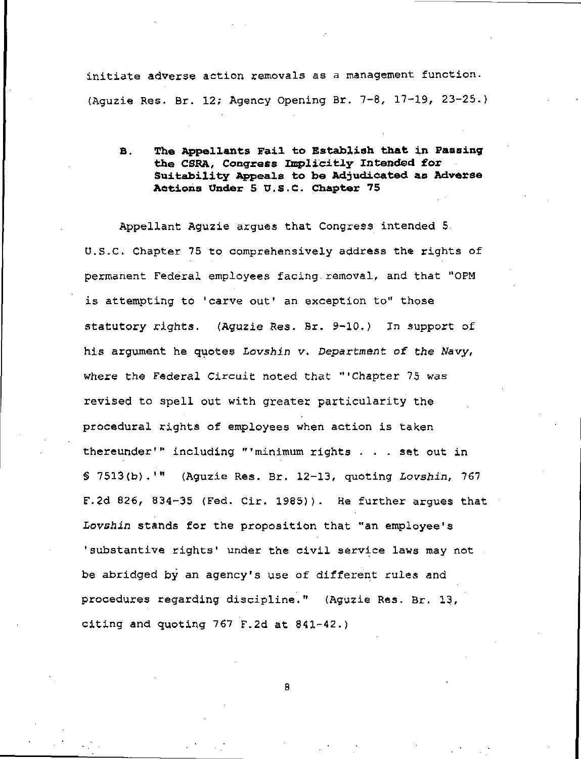initiate adverse action removals as a management function. (Aguzie Res. Br. 12; Agency Opening Br. 7-8, 17-19, 23-25.)

### B. The Appellants Fail to Establish that in Passing the CSRA, Congress Implicitly Intended for Suitability Appeals to be Adjudicated as Adverse Actions Under 5 U.S.C. Chapter 75

Appellant Aguzie argues that Congress intended 5 U.S.C. Chapter 75 to comprehensively address the rights of permanent Federal employees facing removal, and that "OPM is attempting to 'carve out' an exception to" those statutory rights. (Aguzie Res. Br. 9-10.) In support of his argument he quotes *Lovshin v. Department of the Navy*, where the Federal Circuit noted that "'Chapter 75 was revised to spell out with greater particularity the procedural rights of employees when action is taken thereunder'" including "'minimum rights . . . set out in § 7513(b).'" (Aguzie Res. Br. 12-13, quoting *Lovshin*, 767 F.2d 826, 834-35 (Fed. Cir. 1985)). He further argues that *Lovshin* stands for the proposition that "an employee's 'substantive rights' under the civil service laws may not be abridged by an agency's use of different rules and procedures regarding discipline." (Aguzie Res. Br. 13, citing and quoting 767 F.2d at 841-42.)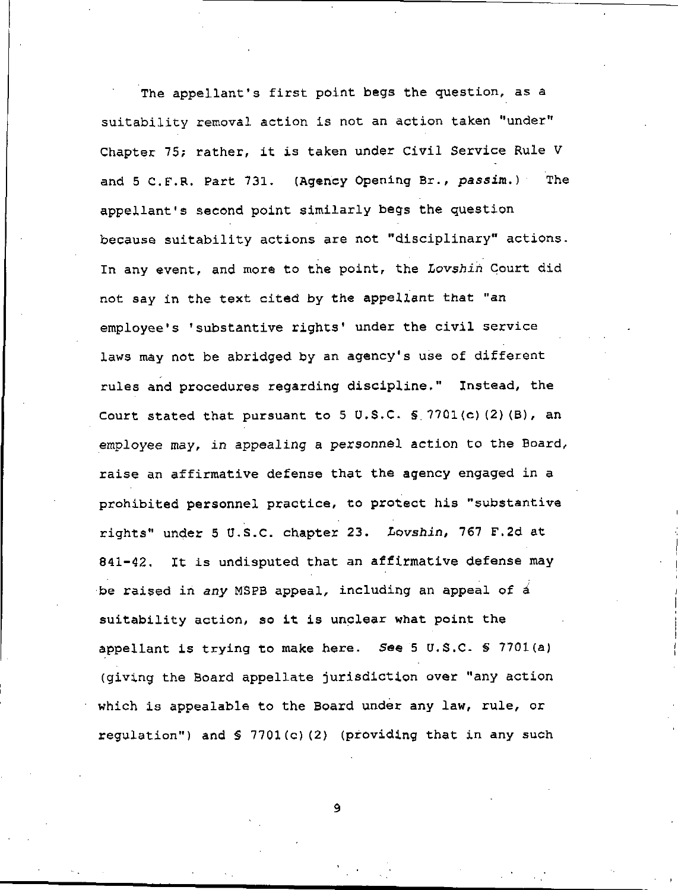The appellant's first point begs the question, as a suitability removal action is not an action taken "under" Chapter 75; rather, it is taken under Civil Service Rule V and 5 C.F.R. Part 731. (Agency Opening Br., *passim*.) The appellant's second point similarly begs the question because suitability actions are not "disciplinary" actions. In any event, and more to the point, the *Lovshin* Court did not say in the text cited by the appellant that "an employee's 'substantive rights' under the civil service laws may not be abridged by an agency's use of different rules and procedures regarding discipline." Instead, the Court stated that pursuant to 5 U.S.C. § 7701(c)(2)(B), an employee may, in appealing a personnel action to the Board, raise an affirmative defense that the agency engaged in a prohibited personnel practice, to protect his "substantive rights" under 5 U.S.C. chapter 23. *Lovshin*, 767 F.2d at 841-42. It is undisputed that an affirmative defense may be raised in *any* MSPB appeal, including an appeal of a suitability action, so it is unclear what point the appellant is trying to make here. *See* 5 U.S.C. § 7701(a) (giving the Board appellate jurisdiction over "any action which is appealable to the Board under any law, rule, or regulation") and § 7701(c)(2) (providing that in any such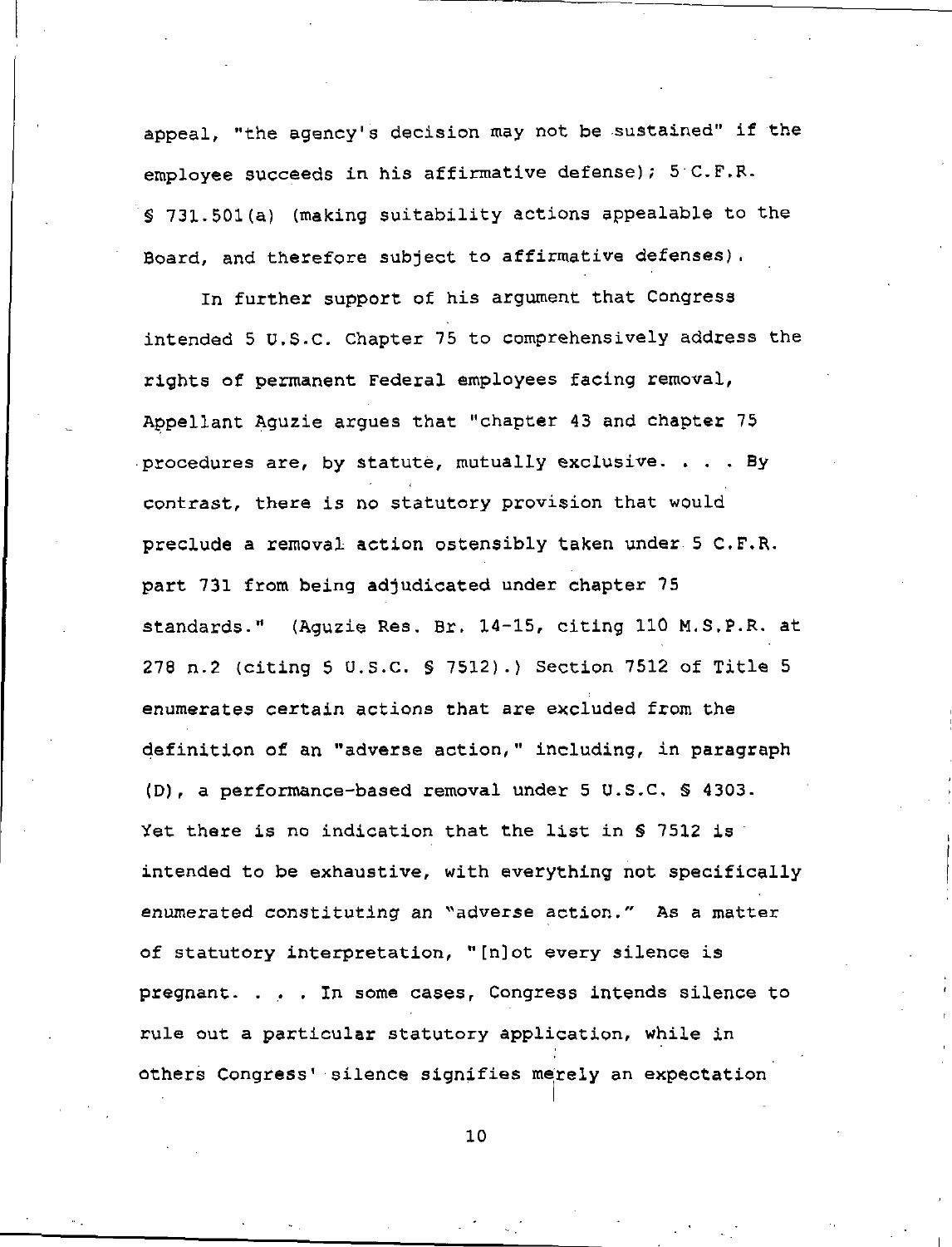appeal, "the agency's decision may not be sustained" if the employee succeeds in his affirmative defense); 5 C.F.R. § 731.501(a) (making suitability actions appealable to the Board, and therefore subject to affirmative defenses).

In further support of his argument that Congress intended 5 U.S.C. Chapter 75 to comprehensively address the rights of permanent Federal employees facing removal, Appellant Aguzie argues that "chapter 43 and chapter 75 procedures are, by statute, mutually exclusive. . . . By contrast, there is no statutory provision that would preclude a removal action ostensibly taken under 5 C.F.R. part 731 from being adjudicated under chapter 75 standards." (Aguzie Res. Br. 14-15, citing 110 M.S.P.R. at 278 n.2 (citing 5 U.S.C. § 7512).) Section 7512 of Title 5 enumerates certain actions that are excluded from the definition of an "adverse action," including, in paragraph (D), a performance-based removal under 5 U.S.C. § 4303. Yet there is no indication that the list in § 7512 is intended to be exhaustive, with everything not specifically enumerated constituting an "adverse action." As a matter of statutory interpretation, "[n]ot every silence is pregnant. . . . In some cases, Congress intends silence to rule out a particular statutory application, while in others Congress' silence signifies merely an expectation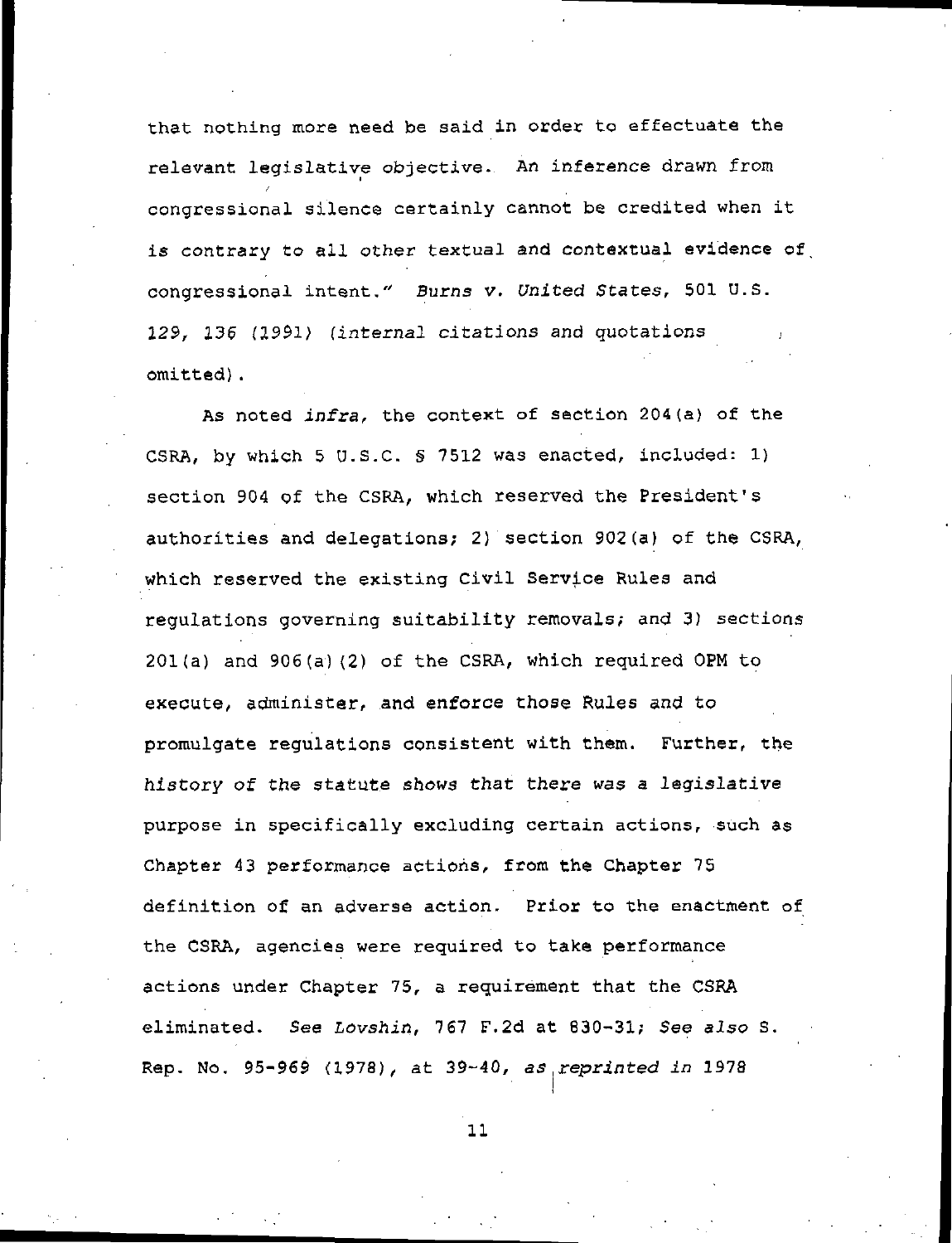that nothing more need be said in order to effectuate the relevant legislative objective. An inference drawn from congressional silence certainly cannot be credited when it is contrary to all other textual and contextual evidence of congressional intent." *Burns v. United States*, 501 U.S. 129, 136 (1991) (*internal* citations and quotations omitted).

As noted *infra*, the context of section 204(a) of the CSRA, by which 5 U.S.C. § 7512 was enacted, included: 1) section 904 of the CSRA, which reserved the President's authorities and delegations; 2) section 902(a) of the CSRA, which reserved the existing Civil Service Rules and regulations governing suitability removals; and 3) sections 201(a) and 906(a)(2) of the CSRA, which required OPM to execute, administer, and enforce those Rules and to promulgate regulations consistent with them. Further, the *history of the statute shows that there was a legislative* purpose in specifically excluding certain actions, such as Chapter 43 performance actions, from the Chapter 75 definition of an adverse action. Prior to the enactment of the CSRA, agencies were required to take performance actions under Chapter 75, a requirement that the CSRA eliminated. *See Lovshin*, 767 F.2d at 830-31; *See also* S. Rep. No. 95-969 (1978), at 39-40, *as reprinted in* 1978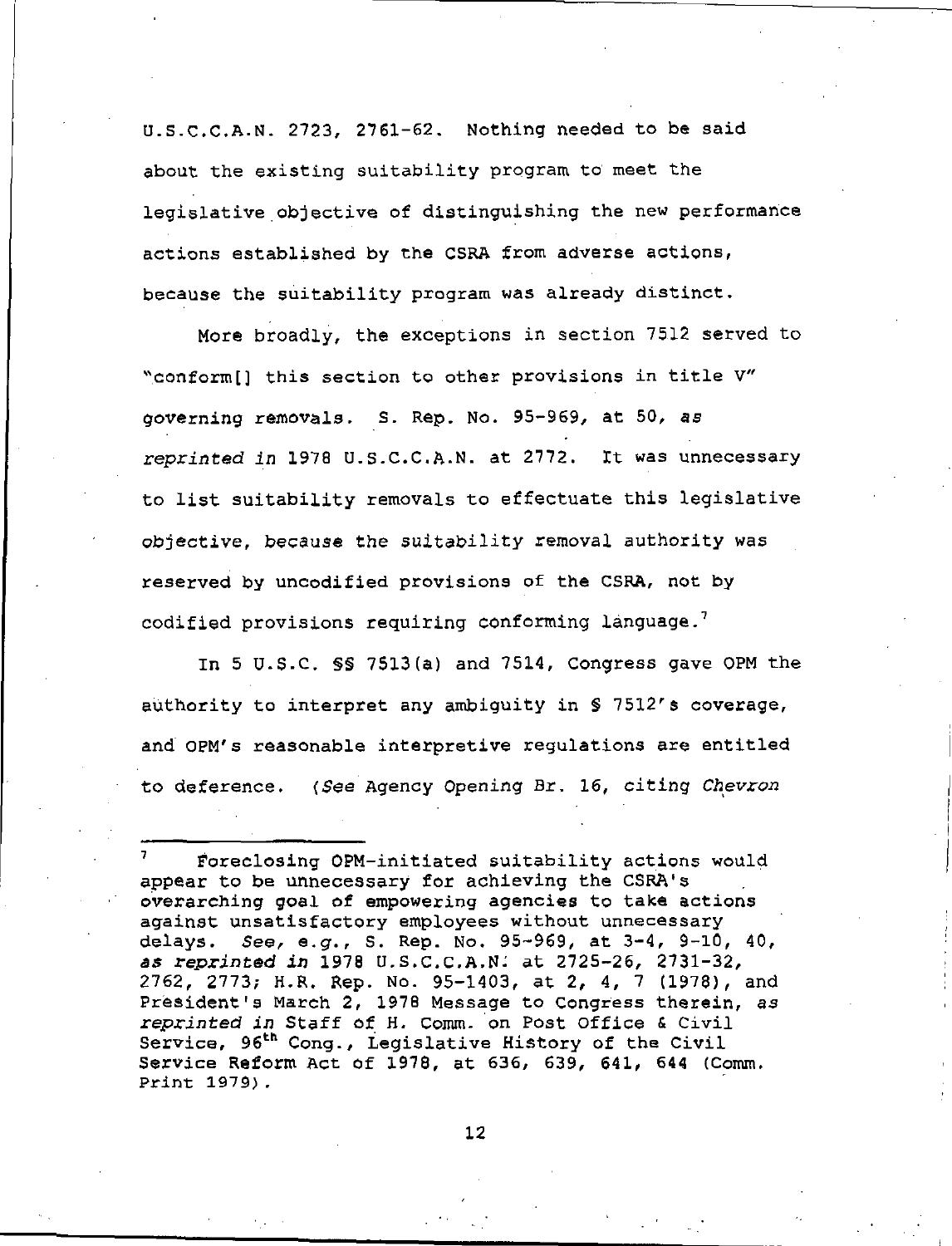U.S.C.C.A.N. 2723, 2761-62. Nothing needed to be said about the existing suitability program to meet the legislative objective of distinguishing the new performance actions established by the CSRA from adverse actions, because the suitability program was already distinct.

More broadly, the exceptions in section 7512 served to "conform[] this section to other provisions in title V" governing removals. S. Rep. No. 95-969, at 50, *as reprinted in* 1978 U.S.C.C.A.N. at 2772. It was unnecessary to list suitability removals to effectuate this legislative objective, because the suitability removal authority was reserved by uncodified provisions of the CSRA, not by codified provisions requiring conforming language.[7]

In 5 U.S.C. §§ 7513(a) and 7514, Congress gave OPM the authority to interpret any ambiguity in § 7512's coverage, and OPM's reasonable interpretive regulations are entitled to deference. (*See* Agency Opening Br. 16, citing *Chevron*

---

[7] Foreclosing OPM-initiated suitability actions would appear to be unnecessary for achieving the CSRA's overarching goal of empowering agencies to take actions against unsatisfactory employees without unnecessary delays. *See, e.g.*, S. Rep. No. 95-969, at 3-4, 9-10, 40, *as reprinted in* 1978 U.S.C.C.A.N. at 2725-26, 2731-32, 2762, 2773; H.R. Rep. No. 95-1403, at 2, 4, 7 (1978), and President's March 2, 1978 Message to Congress therein, *as reprinted in* Staff of H. Comm. on Post Office & Civil Service, 96th Cong., Legislative History of the Civil Service Reform Act of 1978, at 636, 639, 641, 644 (Comm. Print 1979).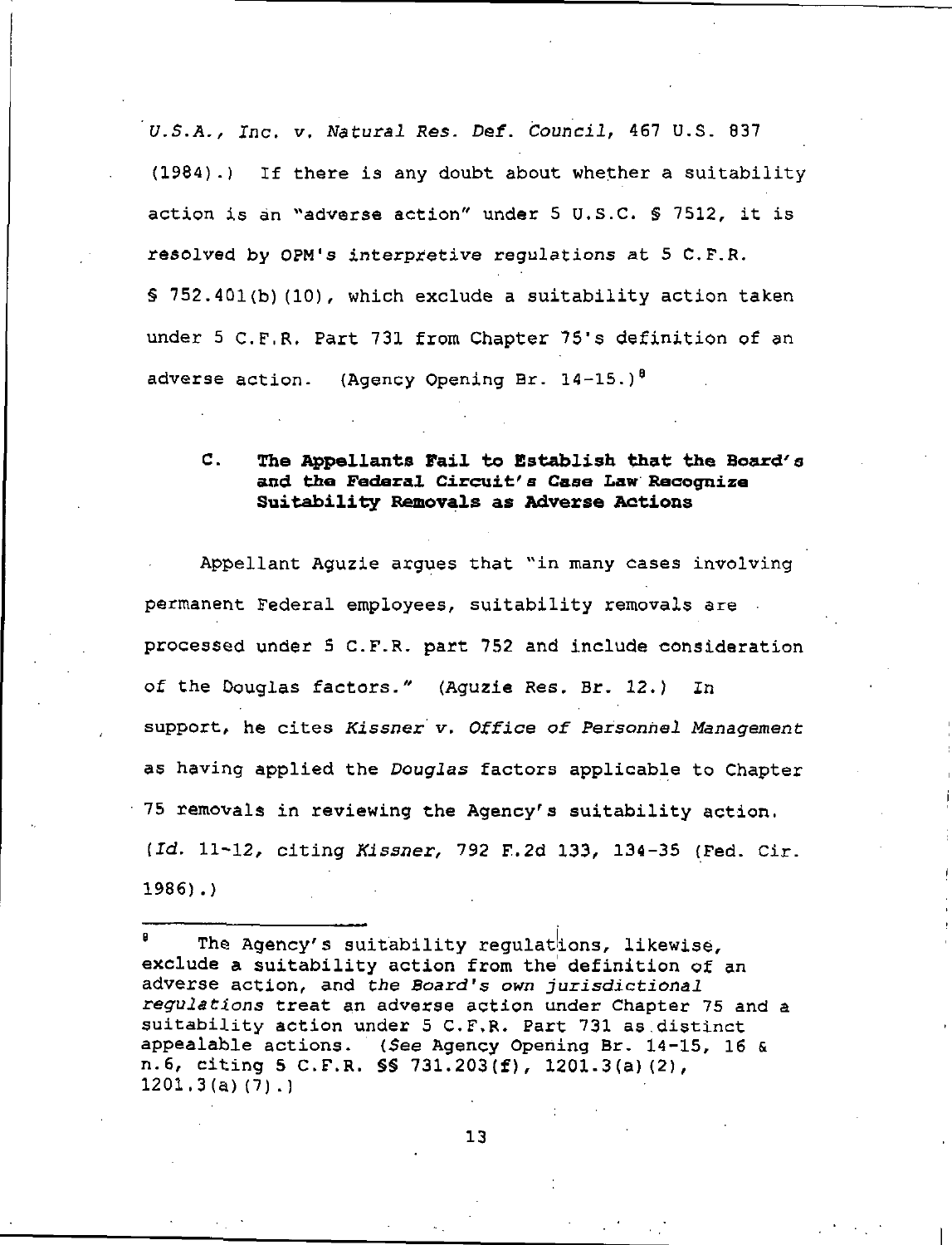*U.S.A., Inc. v. Natural Res. Def. Council*, 467 U.S. 837 (1984).) If there is any doubt about whether a suitability action is an "adverse action" under 5 U.S.C. § 7512, it is resolved by OPM's interpretive regulations at 5 C.F.R. § 752.401(b)(10), which exclude a suitability action taken under 5 C.F.R. Part 731 from Chapter 75's definition of an adverse action. (Agency Opening Br. 14-15.)[8]

### C. The Appellants Fail to Establish that the Board's and the Federal Circuit's Case Law Recognize Suitability Removals as Adverse Actions

Appellant Aguzie argues that "in many cases involving permanent Federal employees, suitability removals are processed under 5 C.F.R. part 752 and include consideration of the Douglas factors." (Aguzie Res. Br. 12.) In support, he cites *Kissner v. Office of Personnel Management* as having applied the *Douglas* factors applicable to Chapter 75 removals in reviewing the Agency's suitability action. (*Id.* 11-12, citing *Kissner*, 792 F.2d 133, 134-35 (Fed. Cir. 1986).)

---

[8] The Agency's suitability regulations, likewise, exclude a suitability action from the definition of an adverse action, and *the Board's own jurisdictional regulations* treat an adverse action under Chapter 75 and a suitability action under 5 C.F.R. Part 731 as distinct appealable actions. (*See* Agency Opening Br. 14-15, 16 & n.6, citing 5 C.F.R. §§ 731.203(f), 1201.3(a)(2), 1201.3(a)(7).)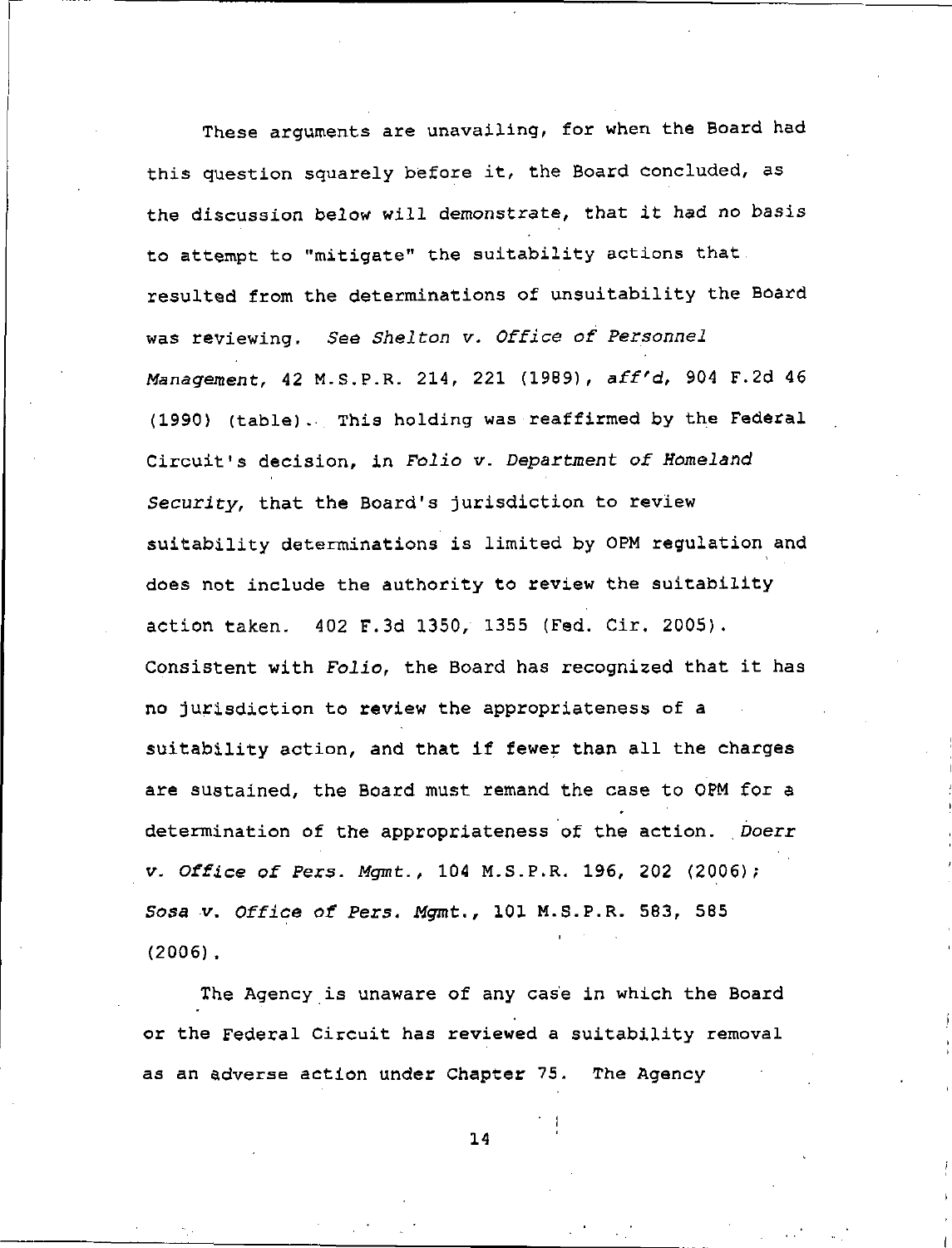These arguments are unavailing, for when the Board had this question squarely before it, the Board concluded, as the discussion below will demonstrate, that it had no basis to attempt to "mitigate" the suitability actions that resulted from the determinations of unsuitability the Board was reviewing. *See Shelton v. Office of Personnel Management*, 42 M.S.P.R. 214, 221 (1989), *aff'd*, 904 F.2d 46 (1990) (table). This holding was reaffirmed by the Federal Circuit's decision, in *Folio v. Department of Homeland Security*, that the Board's jurisdiction to review suitability determinations is limited by OPM regulation and does not include the authority to review the suitability action taken. 402 F.3d 1350, 1355 (Fed. Cir. 2005). Consistent with *Folio*, the Board has recognized that it has no jurisdiction to review the appropriateness of a suitability action, and that if fewer than all the charges are sustained, the Board must remand the case to OPM for a determination of the appropriateness of the action. *Doerr v. Office of Pers. Mgmt.*, 104 M.S.P.R. 196, 202 (2006); *Sosa v. Office of Pers. Mgmt.*, 101 M.S.P.R. 583, 585 (2006).

The Agency is unaware of any case in which the Board or the Federal Circuit has reviewed a suitability removal as an adverse action under Chapter 75. The Agency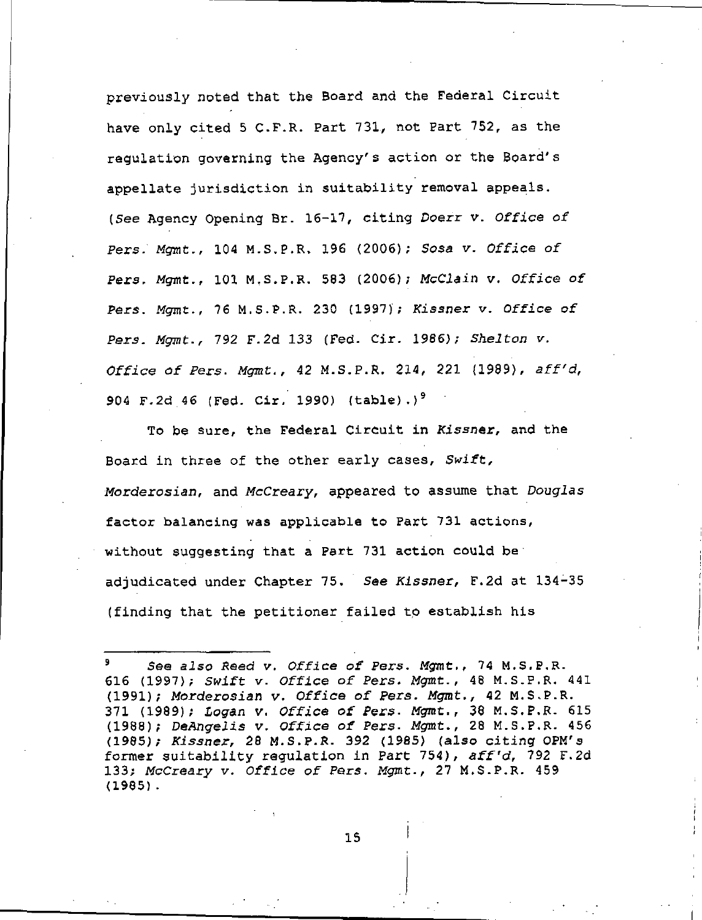previously noted that the Board and the Federal Circuit have only cited 5 C.F.R. Part 731, not Part 752, as the regulation governing the Agency's action or the Board's appellate jurisdiction in suitability removal appeals. (*See* Agency Opening Br. 16-17, citing *Doerr v. Office of Pers. Mgmt.*, 104 M.S.P.R. 196 (2006); *Sosa v. Office of Pers. Mgmt.*, 101 M.S.P.R. 583 (2006); *McClain v. Office of Pers. Mgmt.*, 76 M.S.P.R. 230 (1997); *Kissner v. Office of Pers. Mgmt.*, 792 F.2d 133 (Fed. Cir. 1986); *Shelton v. Office of Pers. Mgmt.*, 42 M.S.P.R. 214, 221 (1989), *aff'd*, 904 F.2d 46 (Fed. Cir. 1990) (table).)[9]

To be sure, the Federal Circuit in *Kissner*, and the Board in three of the other early cases, *Swift*, *Morderosian*, and *McCreary*, appeared to assume that *Douglas* factor balancing was applicable to Part 731 actions, without suggesting that a Part 731 action could be adjudicated under Chapter 75. *See Kissner*, F.2d at 134-35 (finding that the petitioner failed to establish his

---

[9] *See also Reed v. Office of Pers. Mgmt.*, 74 M.S.P.R. 616 (1997); *Swift v. Office of Pers. Mgmt.*, 48 M.S.P.R. 441 (1991); *Morderosian v. Office of Pers. Mgmt.*, 42 M.S.P.R. 371 (1989); *Logan v. Office of Pers. Mgmt.*, 38 M.S.P.R. 615 (1988); *DeAngelis v. Office of Pers. Mgmt.*, 28 M.S.P.R. 456 (1985); *Kissner*, 28 M.S.P.R. 392 (1985) (also citing OPM's former suitability regulation in Part 754), *aff'd*, 792 F.2d 133; *McCreary v. Office of Pers. Mgmt.*, 27 M.S.P.R. 459 (1985).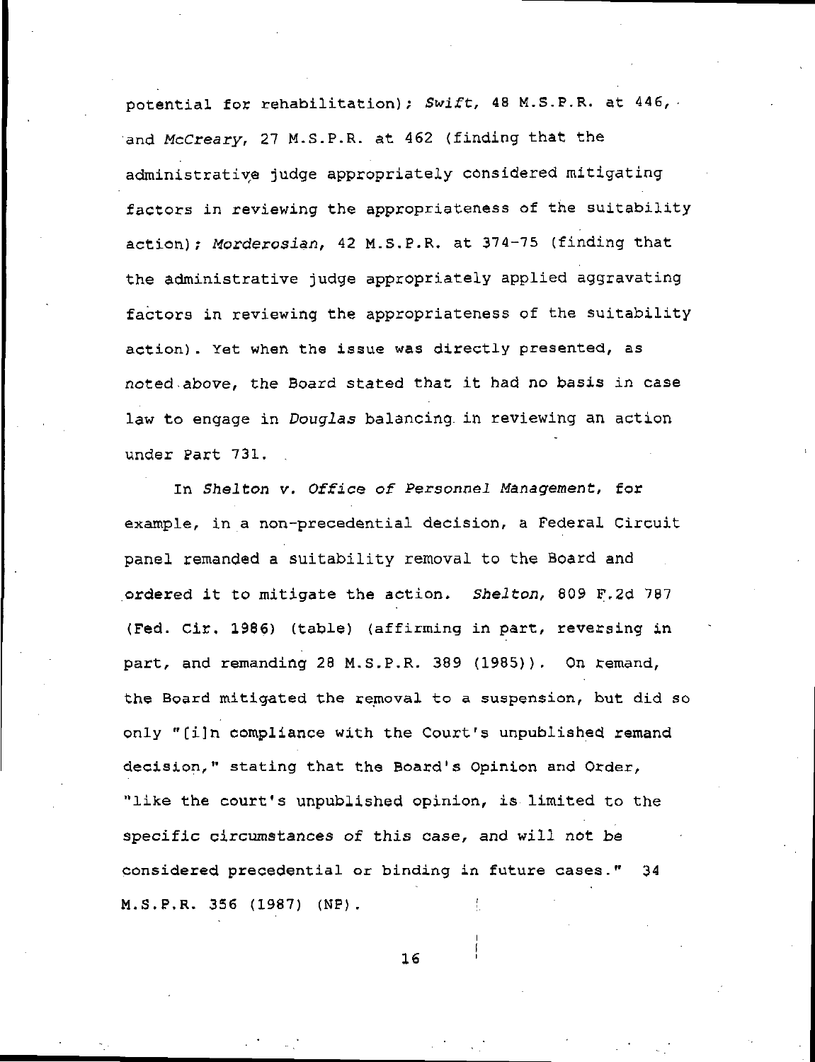potential for rehabilitation); *Swift*, 48 M.S.P.R. at 446, and *McCreary*, 27 M.S.P.R. at 462 (finding that the administrative judge appropriately considered mitigating factors in reviewing the appropriateness of the suitability action); *Morderosian*, 42 M.S.P.R. at 374-75 (finding that the administrative judge appropriately applied aggravating factors in reviewing the appropriateness of the suitability action). Yet when the issue was directly presented, as noted above, the Board stated that it had no basis in case law to engage in *Douglas* balancing in reviewing an action under Part 731.

In *Shelton v. Office of Personnel Management*, for example, in a non-precedential decision, a Federal Circuit panel remanded a suitability removal to the Board and ordered it to mitigate the action. *Shelton*, 809 F.2d 787 (Fed. Cir. 1986) (table) (affirming in part, reversing in part, and remanding 28 M.S.P.R. 389 (1985)). On remand, the Board mitigated the removal to a suspension, but did so only "[i]n compliance with the Court's unpublished remand decision," stating that the Board's Opinion and Order, "like the court's unpublished opinion, is limited to the specific circumstances of this case, and will not be considered precedential or binding in future cases." 34 M.S.P.R. 356 (1987) (NP).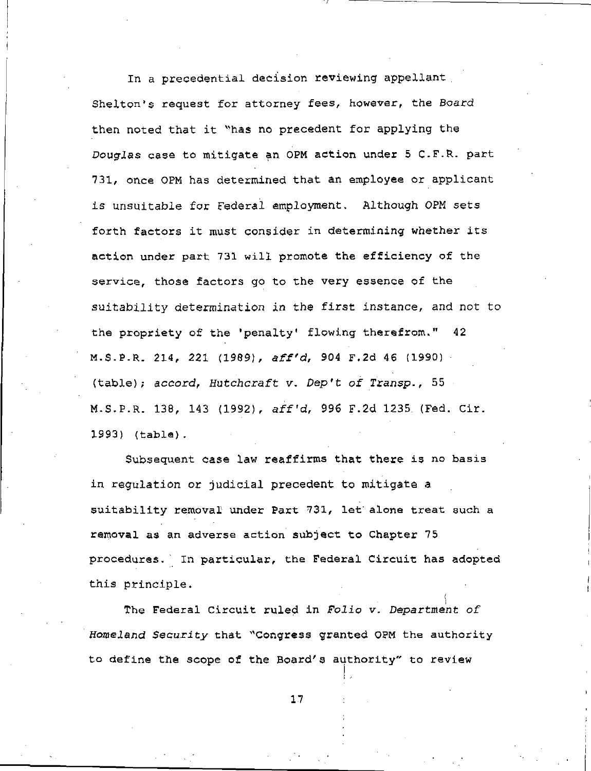In a precedential decision reviewing appellant Shelton's request for attorney fees, however, the *Board* then noted that it "has no precedent for applying the *Douglas* case to mitigate an OPM action under 5 C.F.R. part 731, once OPM has determined that an employee or applicant is unsuitable for Federal employment. Although OPM sets forth factors it must consider in determining whether its action under part 731 will promote the efficiency of the service, those factors go to the very essence of the suitability determination in the first instance, and not to the propriety of the 'penalty' flowing therefrom." 42 M.S.P.R. 214, 221 (1989), *aff'd*, 904 F.2d 46 (1990) (table); *accord*, *Hutchcraft v. Dep't of Transp.*, 55 M.S.P.R. 138, 143 (1992), *aff'd*, 996 F.2d 1235 (Fed. Cir. 1993) (table).

Subsequent case law reaffirms that there is no basis in regulation or judicial precedent to mitigate a suitability removal under Part 731, let alone treat such a removal as an adverse action subject to Chapter 75 procedures. In particular, the Federal Circuit has adopted this principle.

The Federal Circuit ruled in *Folio v. Department of Homeland Security* that "Congress granted OPM the authority to define the scope of the Board's authority" to review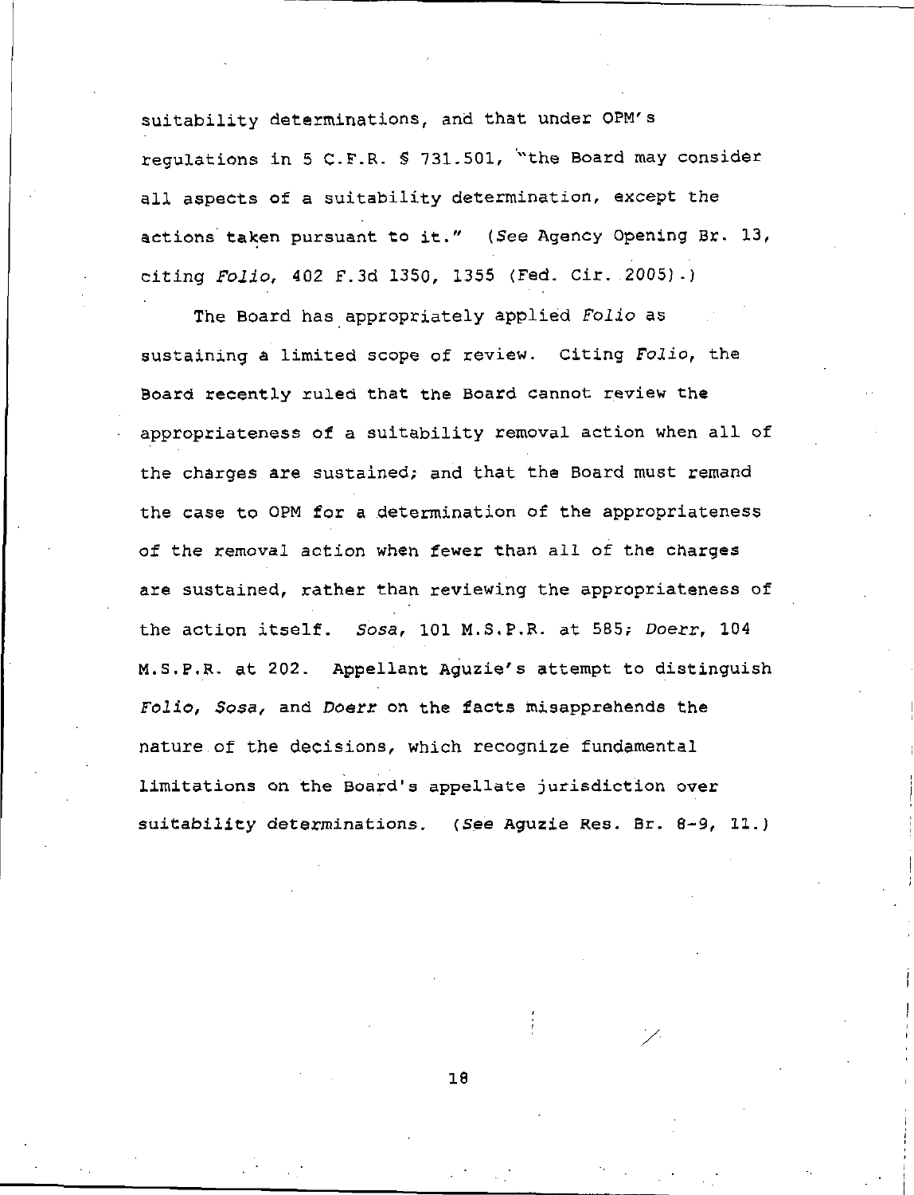suitability determinations, and that under OPM's regulations in 5 C.F.R. § 731.501, "the Board may consider all aspects of a suitability determination, except the actions taken pursuant to it." (*See* Agency Opening Br. 13, citing *Folio*, 402 F.3d 1350, 1355 (Fed. Cir. 2005).)

The Board has appropriately applied *Folio* as sustaining a limited scope of review. Citing *Folio*, the Board recently ruled that the Board cannot review the appropriateness of a suitability removal action when all of the charges are sustained; and that the Board must remand the case to OPM for a determination of the appropriateness of the removal action when fewer than all of the charges are sustained, rather than reviewing the appropriateness of the action itself. *Sosa*, 101 M.S.P.R. at 585; *Doerr*, 104 M.S.P.R. at 202. Appellant Aguzie's attempt to distinguish *Folio*, *Sosa*, and *Doerr* on the facts misapprehends the nature of the decisions, which recognize fundamental limitations on the Board's appellate jurisdiction over suitability determinations. (*See* Aguzie Res. Br. 8-9, 11.)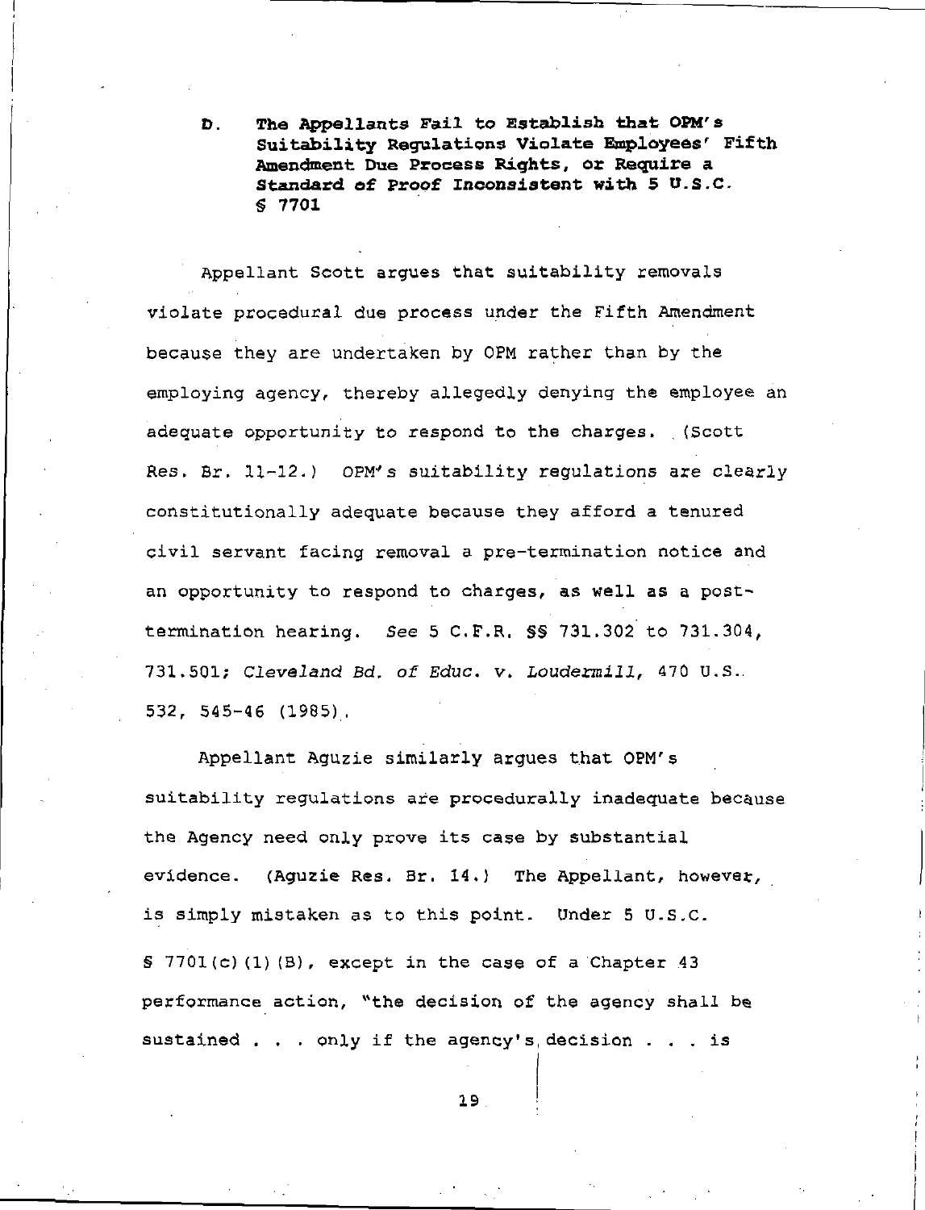### D. The Appellants Fail to Establish that OPM's Suitability Regulations Violate Employees' Fifth Amendment Due Process Rights, or Require a Standard of Proof Inconsistent with 5 U.S.C. § 7701

Appellant Scott argues that suitability removals violate procedural due process under the Fifth Amendment because they are undertaken by OPM rather than by the employing agency, thereby allegedly denying the employee an adequate opportunity to respond to the charges. (Scott Res. Br. 11-12.) OPM's suitability regulations are clearly constitutionally adequate because they afford a tenured civil servant facing removal a pre-termination notice and an opportunity to respond to charges, as well as a post-termination hearing. *See* 5 C.F.R. §§ 731.302 to 731.304, 731.501; *Cleveland Bd. of Educ. v. Loudermill*, 470 U.S. 532, 545-46 (1985).

Appellant Aguzie similarly argues that OPM's suitability regulations are procedurally inadequate because the Agency need only prove its case by substantial evidence. (Aguzie Res. Br. 14.) The Appellant, however, is simply mistaken as to this point. Under 5 U.S.C. § 7701(c)(1)(B), except in the case of a Chapter 43 performance action, "the decision of the agency shall be sustained . . . only if the agency's decision . . . is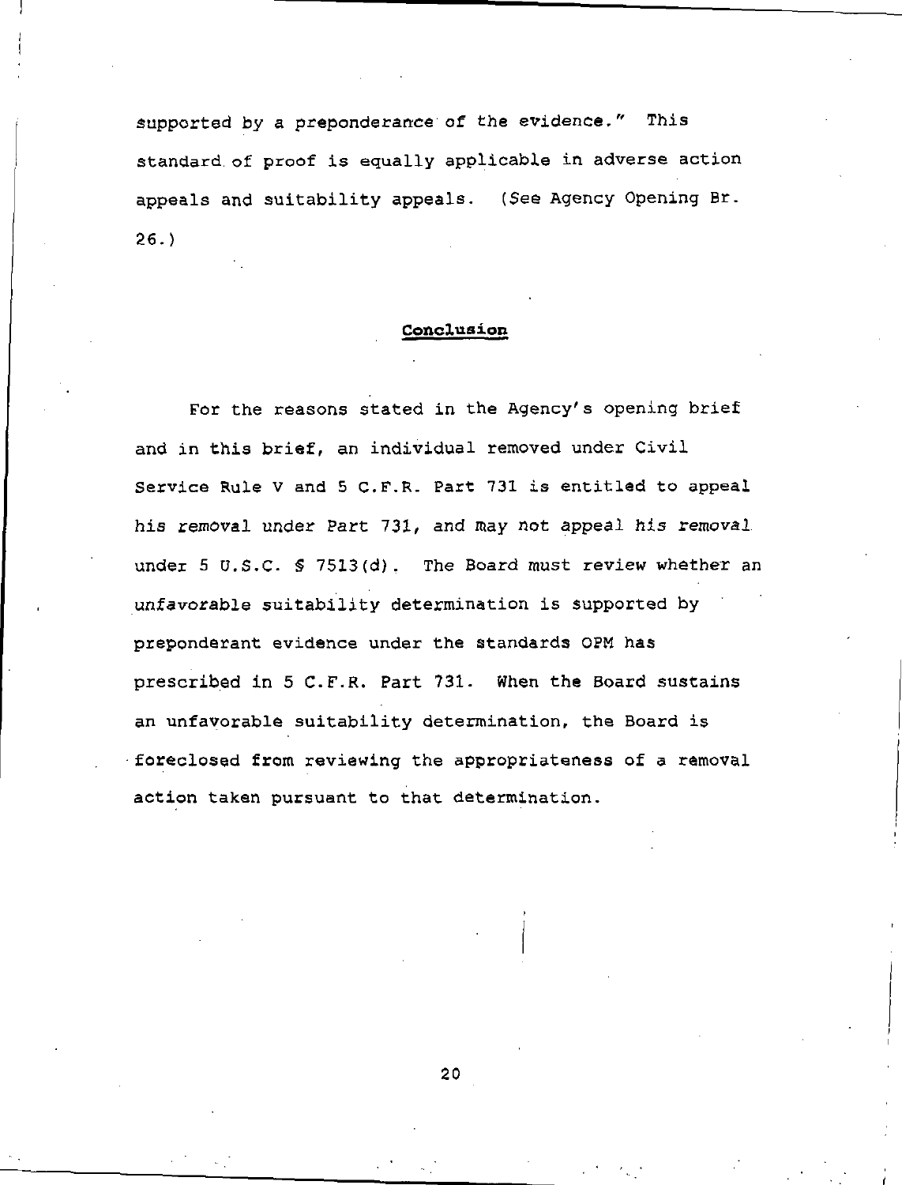supported by a preponderance of the evidence." This standard of proof is equally applicable in adverse action appeals and suitability appeals. (*See* Agency Opening Br. 26.)

## **Conclusion**

For the reasons stated in the Agency's opening brief and in this brief, an individual removed under Civil Service Rule V and 5 C.F.R. Part 731 is entitled to appeal his removal under Part 731, and may not appeal his removal under 5 U.S.C. § 7513(d). The Board must review whether an unfavorable suitability determination is supported by preponderant evidence under the standards OPM has prescribed in 5 C.F.R. Part 731. When the Board sustains an unfavorable suitability determination, the Board is foreclosed from reviewing the appropriateness of a removal action taken pursuant to that determination.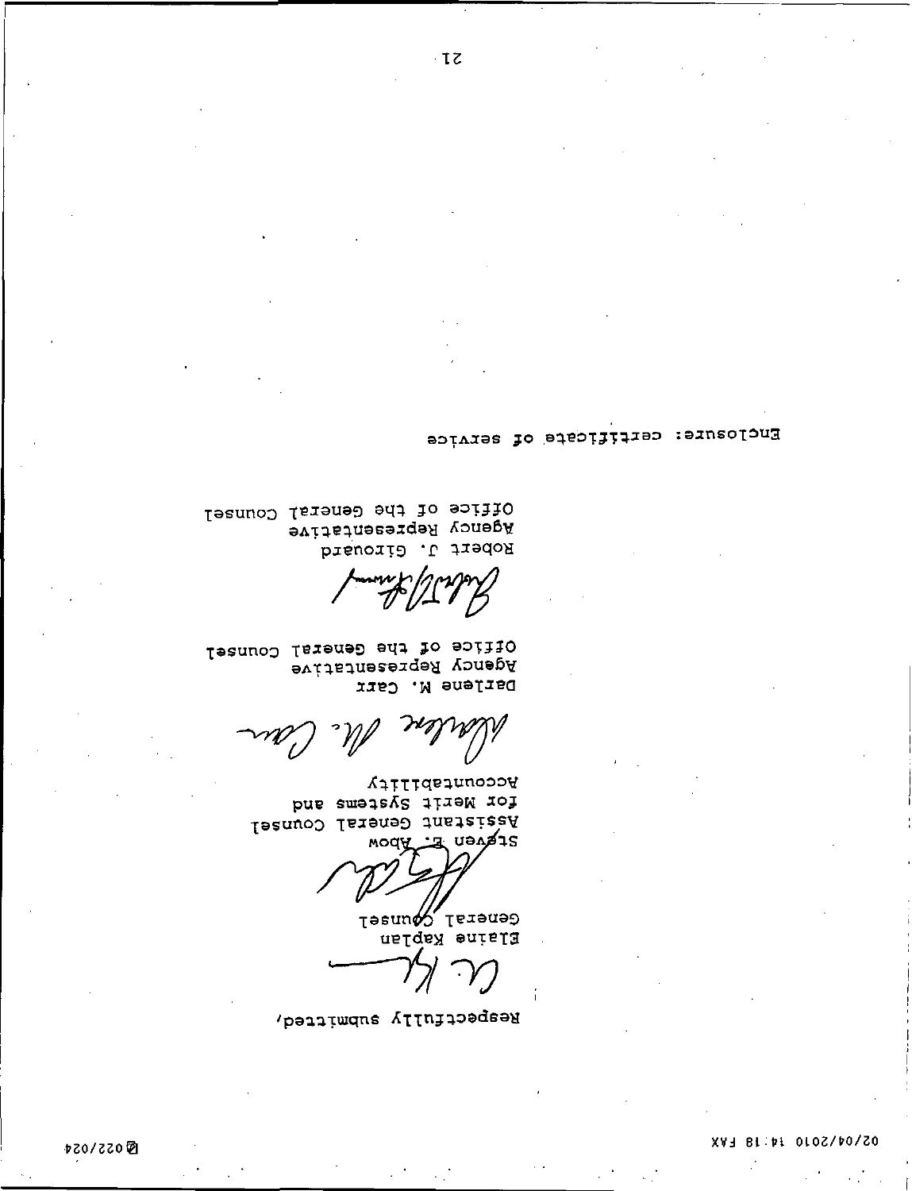Respectfully submitted,

Elaine Kaplan
General Counsel

Steven E. Abow
Assistant General Counsel
for Merit Systems and
Accountability

Darlene M. Carr
Agency Representative
Office of the General Counsel

Robert J. Girouard
Agency Representative
Office of the General Counsel

Enclosure: certificate of service